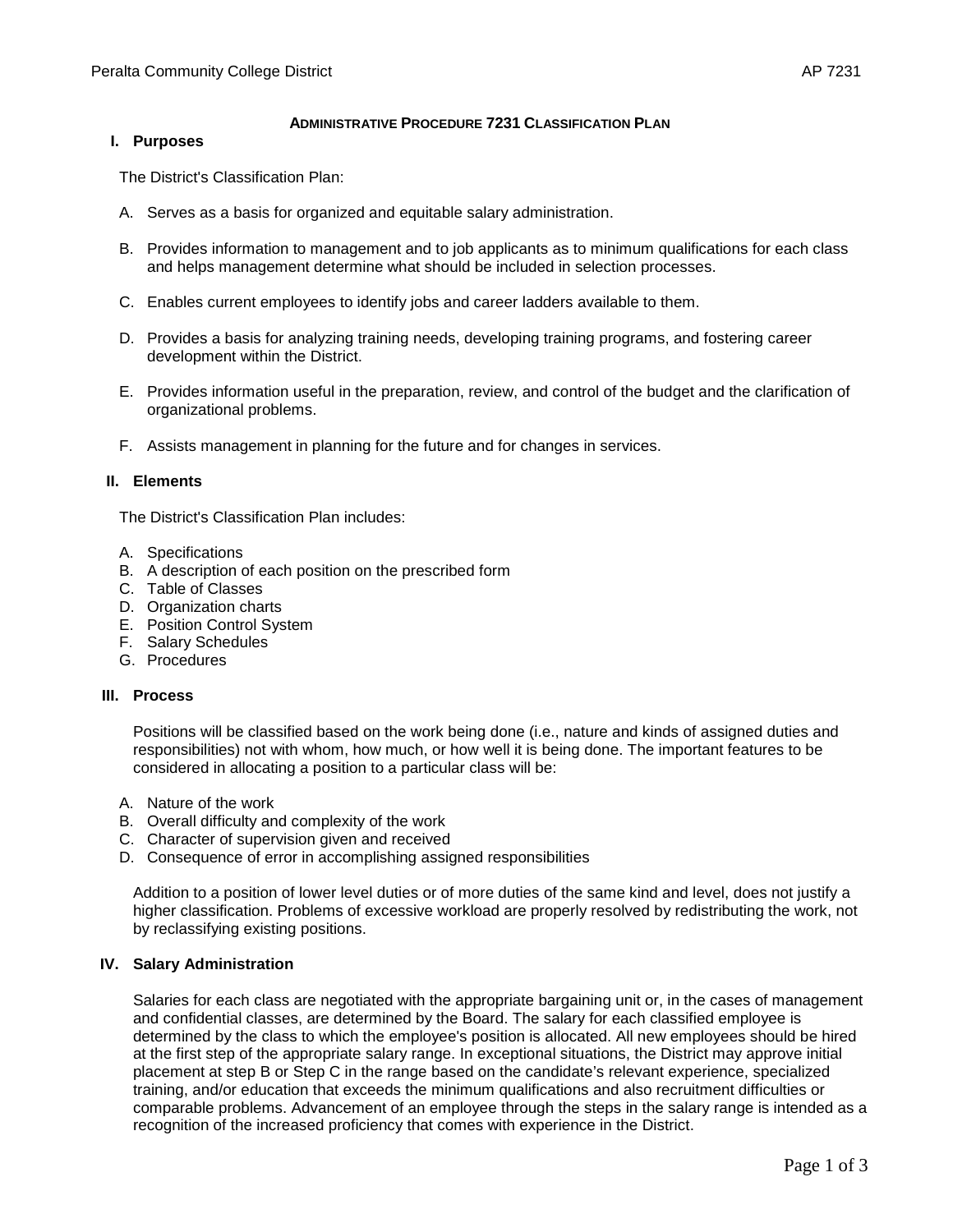# Administrative Procedure 7231 Classification Plan

## I. Purposes

The District's Classification Plan:

A. Serves as a basis for organized and equitable salary administration.

B. Provides information to management and to job applicants as to minimum qualifications for each class and helps management determine what should be included in selection processes.

C. Enables current employees to identify jobs and career ladders available to them.

D. Provides a basis for analyzing training needs, developing training programs, and fostering career development within the District.

E. Provides information useful in the preparation, review, and control of the budget and the clarification of organizational problems.

F. Assists management in planning for the future and for changes in services.

## II. Elements

The District's Classification Plan includes:

A. Specifications
B. A description of each position on the prescribed form
C. Table of Classes
D. Organization charts
E. Position Control System
F. Salary Schedules
G. Procedures

## III. Process

Positions will be classified based on the work being done (i.e., nature and kinds of assigned duties and responsibilities) not with whom, how much, or how well it is being done. The important features to be considered in allocating a position to a particular class will be:

A. Nature of the work
B. Overall difficulty and complexity of the work
C. Character of supervision given and received
D. Consequence of error in accomplishing assigned responsibilities

Addition to a position of lower level duties or of more duties of the same kind and level, does not justify a higher classification. Problems of excessive workload are properly resolved by redistributing the work, not by reclassifying existing positions.

## IV. Salary Administration

Salaries for each class are negotiated with the appropriate bargaining unit or, in the cases of management and confidential classes, are determined by the Board. The salary for each classified employee is determined by the class to which the employee's position is allocated. All new employees should be hired at the first step of the appropriate salary range. In exceptional situations, the District may approve initial placement at step B or Step C in the range based on the candidate's relevant experience, specialized training, and/or education that exceeds the minimum qualifications and also recruitment difficulties or comparable problems. Advancement of an employee through the steps in the salary range is intended as a recognition of the increased proficiency that comes with experience in the District.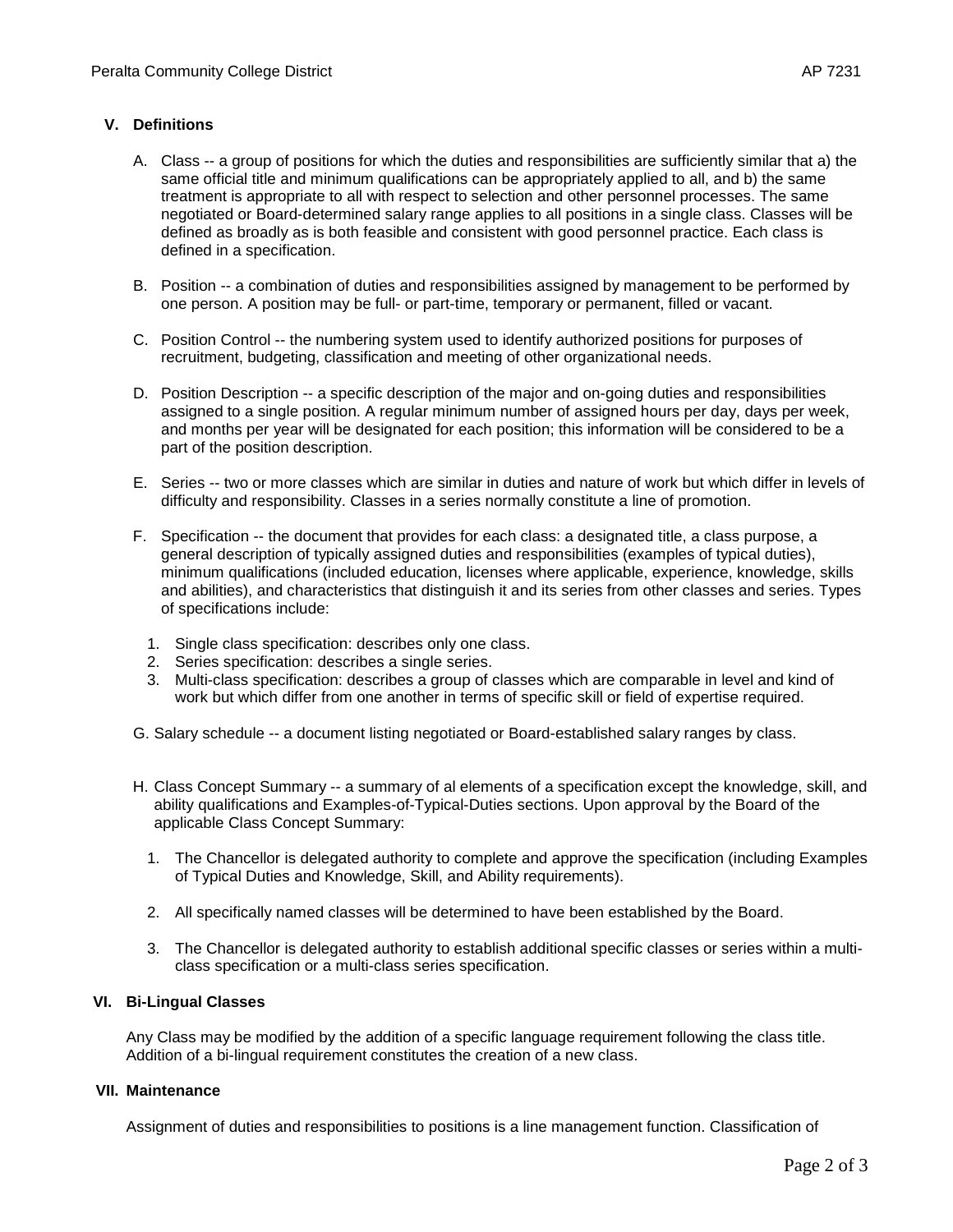## V. Definitions

A. Class -- a group of positions for which the duties and responsibilities are sufficiently similar that a) the same official title and minimum qualifications can be appropriately applied to all, and b) the same treatment is appropriate to all with respect to selection and other personnel processes. The same negotiated or Board-determined salary range applies to all positions in a single class. Classes will be defined as broadly as is both feasible and consistent with good personnel practice. Each class is defined in a specification.

B. Position -- a combination of duties and responsibilities assigned by management to be performed by one person. A position may be full- or part-time, temporary or permanent, filled or vacant.

C. Position Control -- the numbering system used to identify authorized positions for purposes of recruitment, budgeting, classification and meeting of other organizational needs.

D. Position Description -- a specific description of the major and on-going duties and responsibilities assigned to a single position. A regular minimum number of assigned hours per day, days per week, and months per year will be designated for each position; this information will be considered to be a part of the position description.

E. Series -- two or more classes which are similar in duties and nature of work but which differ in levels of difficulty and responsibility. Classes in a series normally constitute a line of promotion.

F. Specification -- the document that provides for each class: a designated title, a class purpose, a general description of typically assigned duties and responsibilities (examples of typical duties), minimum qualifications (included education, licenses where applicable, experience, knowledge, skills and abilities), and characteristics that distinguish it and its series from other classes and series. Types of specifications include:

1. Single class specification: describes only one class.
2. Series specification: describes a single series.
3. Multi-class specification: describes a group of classes which are comparable in level and kind of work but which differ from one another in terms of specific skill or field of expertise required.

G. Salary schedule -- a document listing negotiated or Board-established salary ranges by class.

H. Class Concept Summary -- a summary of al elements of a specification except the knowledge, skill, and ability qualifications and Examples-of-Typical-Duties sections. Upon approval by the Board of the applicable Class Concept Summary:

1. The Chancellor is delegated authority to complete and approve the specification (including Examples of Typical Duties and Knowledge, Skill, and Ability requirements).

2. All specifically named classes will be determined to have been established by the Board.

3. The Chancellor is delegated authority to establish additional specific classes or series within a multi-class specification or a multi-class series specification.

## VI. Bi-Lingual Classes

Any Class may be modified by the addition of a specific language requirement following the class title. Addition of a bi-lingual requirement constitutes the creation of a new class.

## VII. Maintenance

Assignment of duties and responsibilities to positions is a line management function. Classification of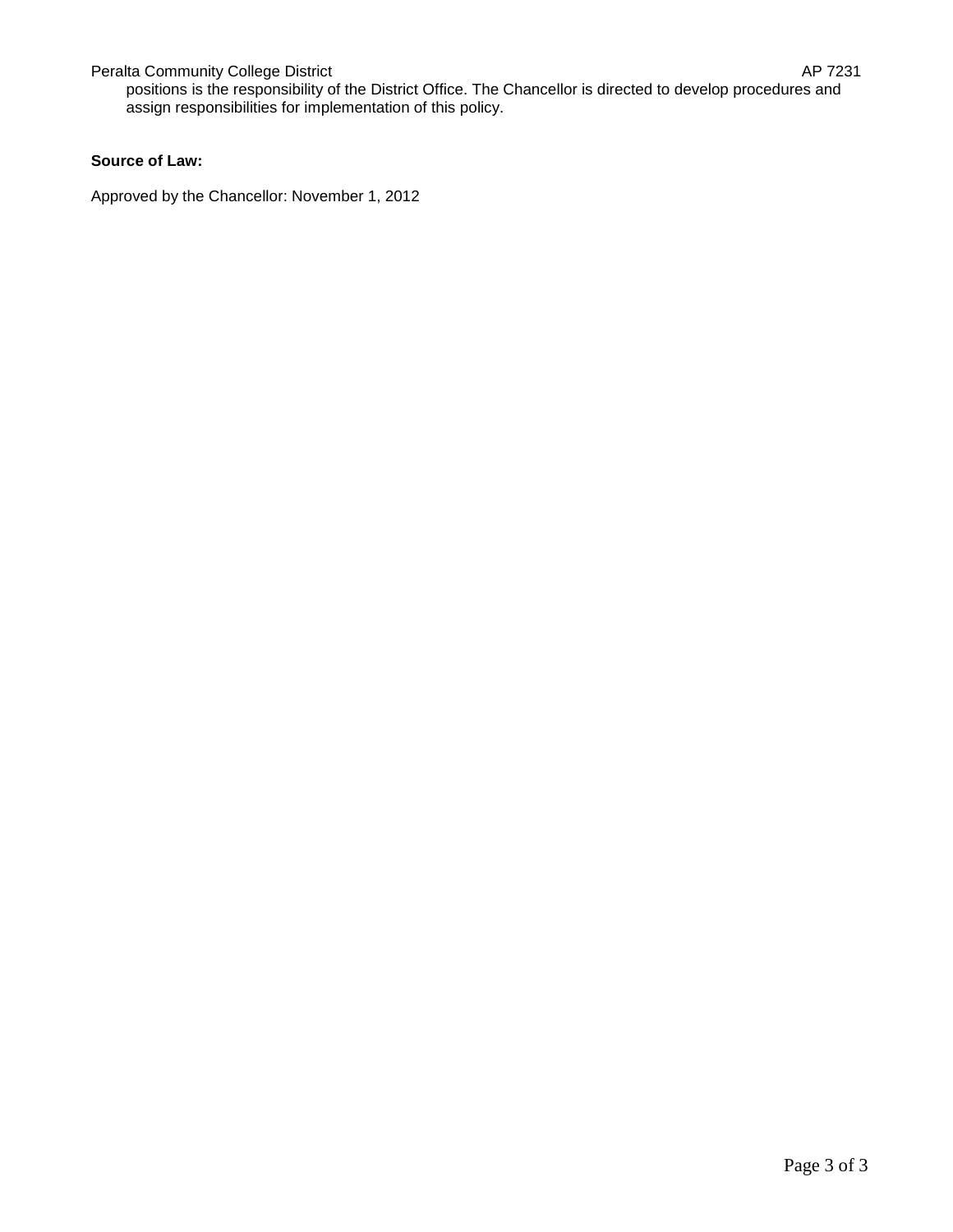positions is the responsibility of the District Office. The Chancellor is directed to develop procedures and assign responsibilities for implementation of this policy.

**Source of Law:**

Approved by the Chancellor: November 1, 2012